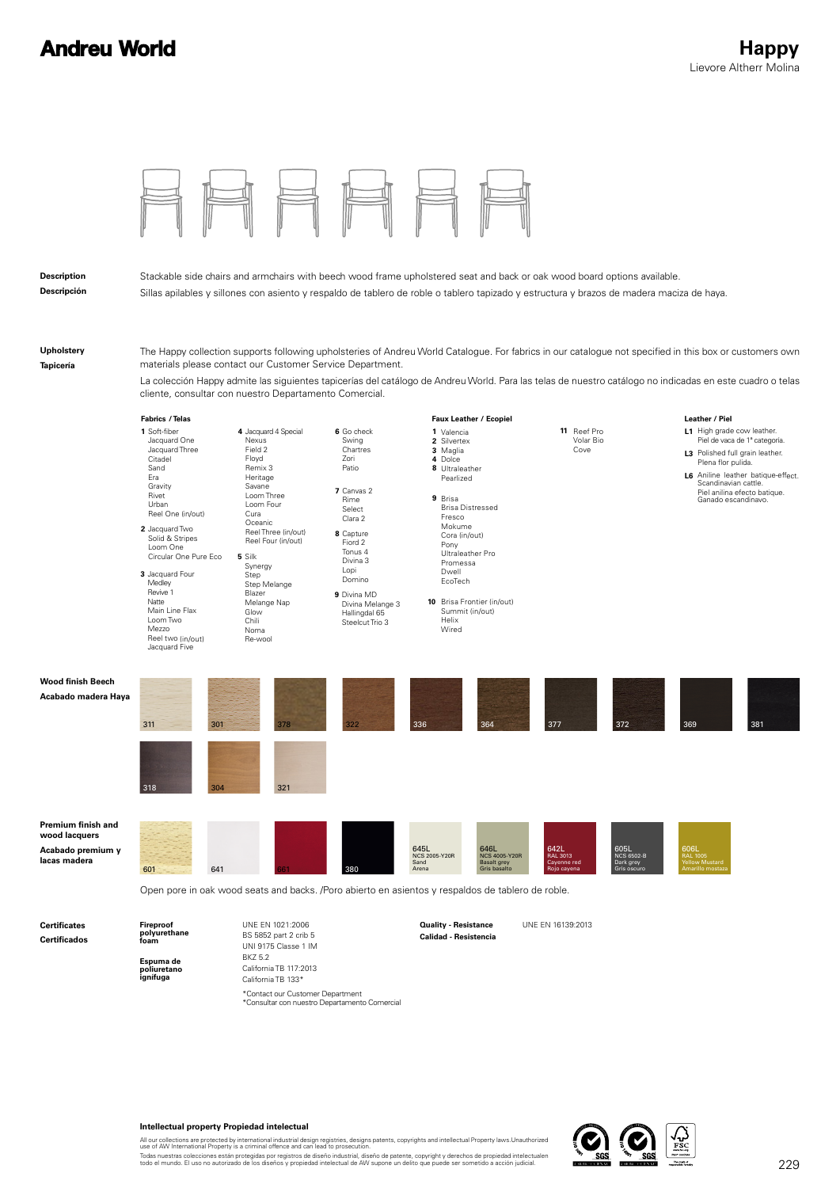# Andreu World

## Happy

Lievore Altherr Molina

**Description**

Stackable side chairs and armchairs with beech wood frame upholstered seat and back or oak wood board options available.

**Descripción**

Sillas apilables y sillones con asiento y respaldo de tablero de roble o tablero tapizado y estructura y brazos de madera maciza de haya.

**Upholstery**

The Happy collection supports following upholsteries of Andreu World Catalogue. For fabrics in our catalogue not specified in this box or customers own materials please contact our Customer Service Department.

**Tapicería**

La colección Happy admite las siguientes tapicerías del catálogo de Andreu World. Para las telas de nuestro catálogo no indicadas en este cuadro o telas cliente, consultar con nuestro Departamento Comercial.

**Fabrics / Telas**

**1** Soft-fiber, Jacquard One, Jacquard Three, Citadel, Sand, Era, Gravity, Rivet, Urban, Reel One (in/out)

**2** Jacquard Two, Solid & Stripes, Loom One, Circular One Pure Eco

**3** Jacquard Four, Medley, Revive 1, Natte, Main Line Flax, Loom Two, Mezzo, Reel two (in/out), Jacquard Five

**4** Jacquard 4 Special, Nexus, Field 2, Floyd, Remix 3, Heritage, Savane, Loom Three, Loom Four, Cura, Oceanic, Reel Three (in/out), Reel Four (in/out)

**5** Silk, Synergy, Step, Step Melange, Blazer, Melange Nap, Glow, Chili, Noma, Re-wool

**6** Go check, Swing, Chartres, Zori, Patio

**7** Canvas 2, Rime, Select, Clara 2

**8** Capture, Fiord 2, Tonus 4, Divina 3, Lopi, Domino

**9** Divina MD, Divina Melange 3, Hallingdal 65, Steelcut Trio 3

**Faux Leather / Ecopiel**

**1** Valencia

**2** Silvertex

**3** Maglia

**4** Dolce

**8** Ultraleather, Pearlized

**9** Brisa, Brisa Distressed, Fresco, Mokume, Cora (in/out), Pony, Ultraleather Pro, Promessa, Dwell, EcoTech

**10** Brisa Frontier (in/out), Summit (in/out), Helix, Wired

**11** Reef Pro, Volar Bio, Cove

**Leather / Piel**

**L1** High grade cow leather. Piel de vaca de 1ª categoría.

**L3** Polished full grain leather. Plena flor pulida.

**L6** Aniline leather batique-effect. Scandinavian cattle. Piel anilina efecto batique. Ganado escandinavo.

**Wood finish Beech**

**Acabado madera Haya**

311, 301, 378, 322, 336, 364, 377, 372, 369, 381, 318, 304, 321

**Premium finish and wood lacquers**

**Acabado premium y lacas madera**

601, 641, 661, 380, 645L NCS 2005-Y20R Sand Arena, 646L NCS 4005-Y20R Basalt grey Gris basalto, 642L RAL 3013 Cayenne red Rojo cayena, 605L NCS 6502-B Dark grey Gris oscuro, 606L RAL 1005 Yellow Mustard Amarillo mostaza

Open pore in oak wood seats and backs. /Poro abierto en asientos y respaldos de tablero de roble.

**Certificates**

**Certificados**

**Fireproof polyurethane foam**

**Espuma de poliuretano ignífuga**

UNE EN 1021:2006
BS 5852 part 2 crib 5
UNI 9175 Classe 1 IM
BKZ 5.2
California TB 117:2013
California TB 133*

*Contact our Customer Department
*Consultar con nuestro Departamento Comercial

**Quality - Resistance**

**Calidad - Resistencia**

UNE EN 16139:2013

**Intellectual property Propiedad intelectual**

All our collections are protected by international industrial design registries, designs patents, copyrights and intellectual Property laws.Unauthorized use of AW International Property is a criminal offence and can lead to prosecution.

Todas nuestras colecciones están protegidas por registros de diseño industrial, diseño de patente, copyright y derechos de propiedad intelectualen todo el mundo. El uso no autorizado de los diseños y propiedad intelectual de AW supone un delito que puede ser sometido a acción judicial.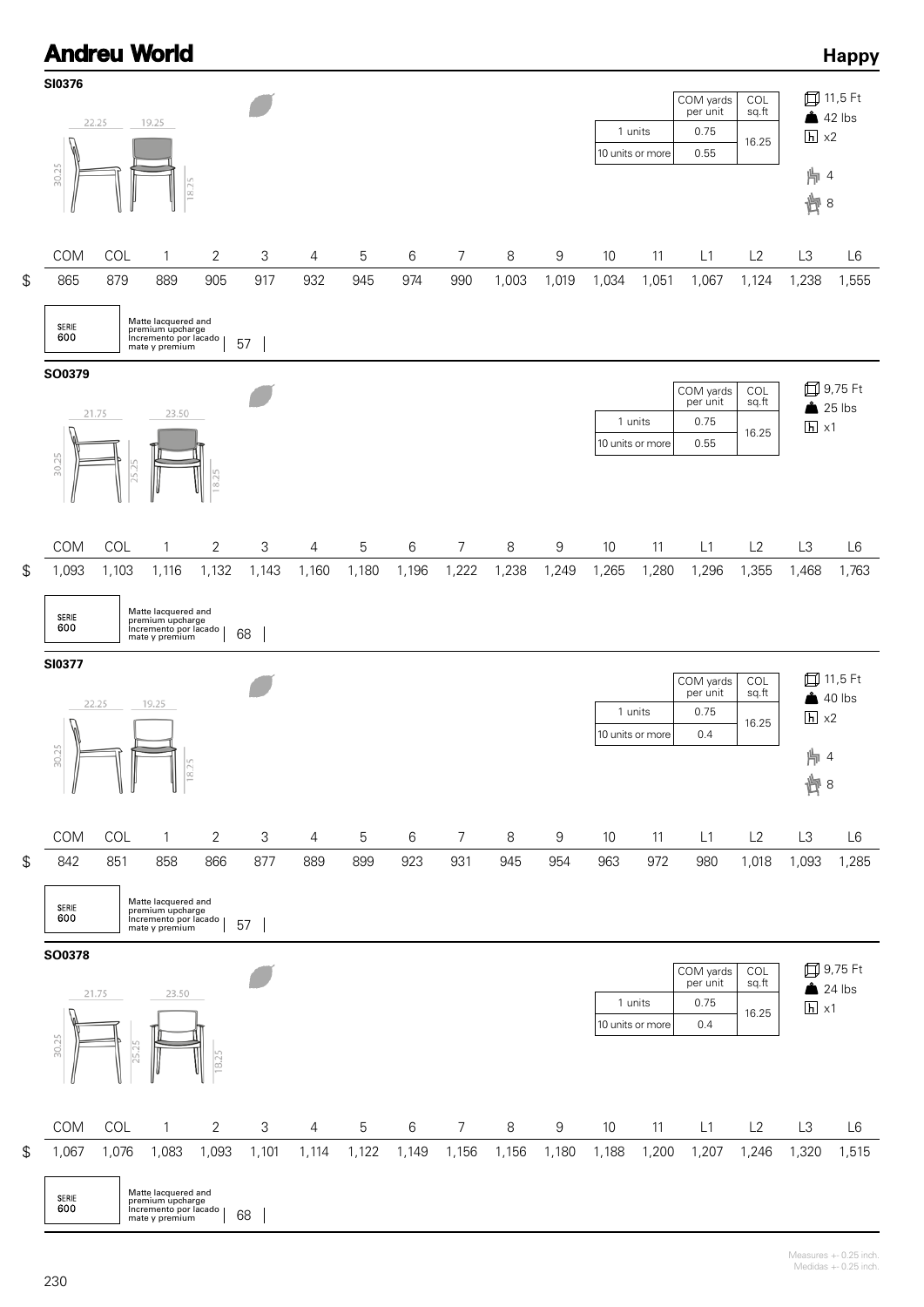# Andreu World

## Happy

### SI0376

22.25 | 19.25 | 30.25 | 18.25

| | COM yards per unit | COL sq.ft |
|---|---|---|
| 1 units | 0.75 | 16.25 |
| 10 units or more | 0.55 | |

11,5 Ft
42 lbs
x2
4
8

| | COM | COL | 1 | 2 | 3 | 4 | 5 | 6 | 7 | 8 | 9 | 10 | 11 | L1 | L2 | L3 | L6 |
|---|---|---|---|---|---|---|---|---|---|---|---|---|---|---|---|---|---|
| $ | 865 | 879 | 889 | 905 | 917 | 932 | 945 | 974 | 990 | 1,003 | 1,019 | 1,034 | 1,051 | 1,067 | 1,124 | 1,238 | 1,555 |

SERIE 600 | Matte lacquered and premium upcharge / Incremento por lacado mate y premium | 57

### SO0379

21.75 | 23.50 | 30.25 | 25.25 | 18.25

| | COM yards per unit | COL sq.ft |
|---|---|---|
| 1 units | 0.75 | 16.25 |
| 10 units or more | 0.55 | |

9,75 Ft
25 lbs
x1

| | COM | COL | 1 | 2 | 3 | 4 | 5 | 6 | 7 | 8 | 9 | 10 | 11 | L1 | L2 | L3 | L6 |
|---|---|---|---|---|---|---|---|---|---|---|---|---|---|---|---|---|---|
| $ | 1,093 | 1,103 | 1,116 | 1,132 | 1,143 | 1,160 | 1,180 | 1,196 | 1,222 | 1,238 | 1,249 | 1,265 | 1,280 | 1,296 | 1,355 | 1,468 | 1,763 |

SERIE 600 | Matte lacquered and premium upcharge / Incremento por lacado mate y premium | 68

### SI0377

22.25 | 19.25 | 30.25 | 18.25

| | COM yards per unit | COL sq.ft |
|---|---|---|
| 1 units | 0.75 | 16.25 |
| 10 units or more | 0.4 | |

11,5 Ft
40 lbs
x2
4
8

| | COM | COL | 1 | 2 | 3 | 4 | 5 | 6 | 7 | 8 | 9 | 10 | 11 | L1 | L2 | L3 | L6 |
|---|---|---|---|---|---|---|---|---|---|---|---|---|---|---|---|---|---|
| $ | 842 | 851 | 858 | 866 | 877 | 889 | 899 | 923 | 931 | 945 | 954 | 963 | 972 | 980 | 1,018 | 1,093 | 1,285 |

SERIE 600 | Matte lacquered and premium upcharge / Incremento por lacado mate y premium | 57

### SO0378

21.75 | 23.50 | 30.25 | 25.25 | 18.25

| | COM yards per unit | COL sq.ft |
|---|---|---|
| 1 units | 0.75 | 16.25 |
| 10 units or more | 0.4 | |

9,75 Ft
24 lbs
x1

| | COM | COL | 1 | 2 | 3 | 4 | 5 | 6 | 7 | 8 | 9 | 10 | 11 | L1 | L2 | L3 | L6 |
|---|---|---|---|---|---|---|---|---|---|---|---|---|---|---|---|---|---|
| $ | 1,067 | 1,076 | 1,083 | 1,093 | 1,101 | 1,114 | 1,122 | 1,149 | 1,156 | 1,156 | 1,180 | 1,188 | 1,200 | 1,207 | 1,246 | 1,320 | 1,515 |

SERIE 600 | Matte lacquered and premium upcharge / Incremento por lacado mate y premium | 68

Measures +- 0.25 inch.
Medidas +- 0.25 inch.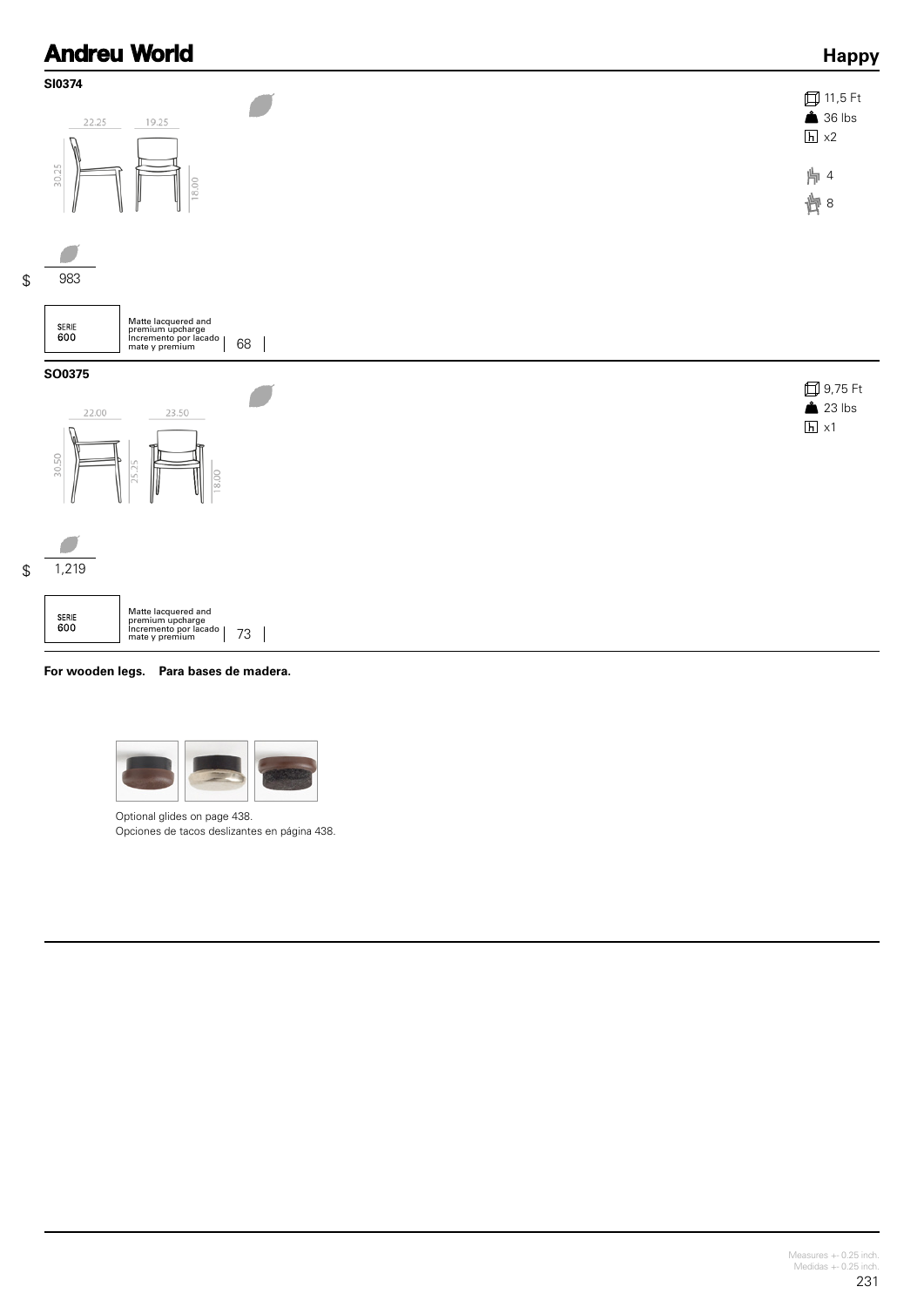## SI0374

22.25 19.25

30.25 18.00

11,5 Ft
36 lbs
x2

4
8

$ 983

| | | |
|---|---|---|
| SERIE 600 | Matte lacquered and premium upcharge Incremento por lacado mate y premium | 68 |

## SO0375

22.00 23.50

30.50 25.25 18.00

9,75 Ft
23 lbs
x1

$ 1,219

| | | |
|---|---|---|
| SERIE 600 | Matte lacquered and premium upcharge Incremento por lacado mate y premium | 73 |

**For wooden legs. Para bases de madera.**

Optional glides on page 438.
Opciones de tacos deslizantes en página 438.

Measures +- 0.25 inch.
Medidas +- 0.25 inch.